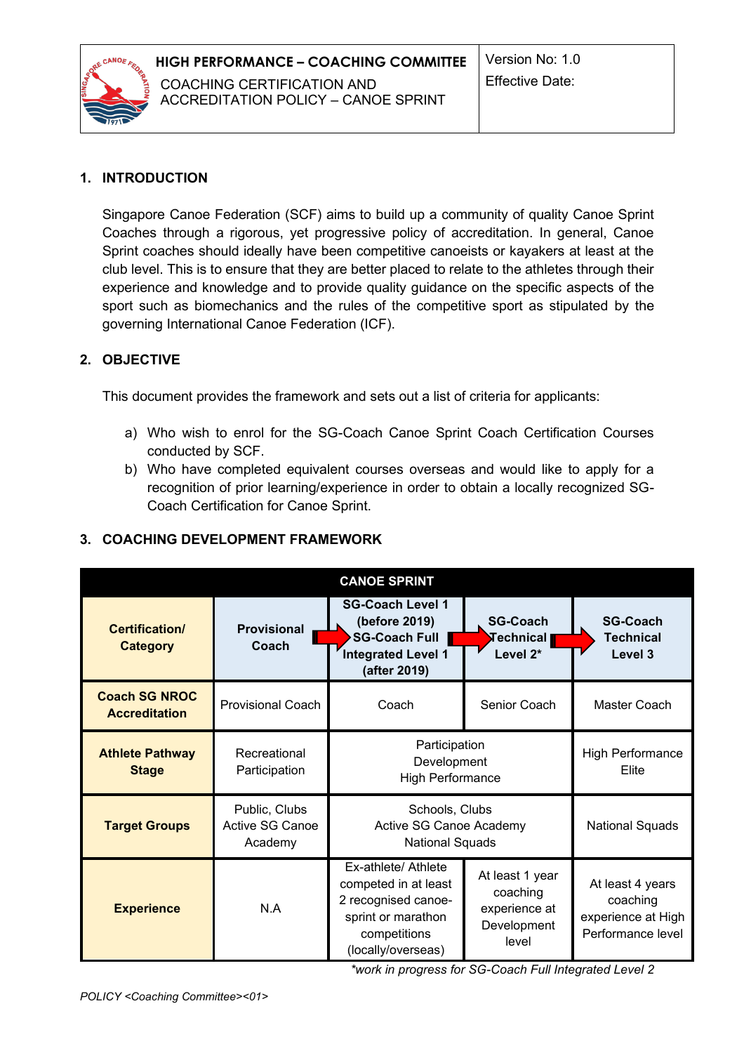| HIGH PERFORMANCE – COACHING COMMITTEE<br>COACHING CERTIFICATION AND ACCREDITATION POLICY – CANOE SPRINT | Version No: 1.0<br>Effective Date: |
|---|---|

## 1. INTRODUCTION

Singapore Canoe Federation (SCF) aims to build up a community of quality Canoe Sprint Coaches through a rigorous, yet progressive policy of accreditation. In general, Canoe Sprint coaches should ideally have been competitive canoeists or kayakers at least at the club level. This is to ensure that they are better placed to relate to the athletes through their experience and knowledge and to provide quality guidance on the specific aspects of the sport such as biomechanics and the rules of the competitive sport as stipulated by the governing International Canoe Federation (ICF).

## 2. OBJECTIVE

This document provides the framework and sets out a list of criteria for applicants:

a) Who wish to enrol for the SG-Coach Canoe Sprint Coach Certification Courses conducted by SCF.
b) Who have completed equivalent courses overseas and would like to apply for a recognition of prior learning/experience in order to obtain a locally recognized SG-Coach Certification for Canoe Sprint.

## 3. COACHING DEVELOPMENT FRAMEWORK

| CANOE SPRINT | | | | |
|---|---|---|---|---|
| **Certification/ Category** | **Provisional Coach** | **SG-Coach Level 1 (before 2019) SG-Coach Full Integrated Level 1 (after 2019)** | **SG-Coach Technical Level 2*** | **SG-Coach Technical Level 3** |
| **Coach SG NROC Accreditation** | Provisional Coach | Coach | Senior Coach | Master Coach |
| **Athlete Pathway Stage** | Recreational Participation | Participation Development High Performance | | High Performance Elite |
| **Target Groups** | Public, Clubs Active SG Canoe Academy | Schools, Clubs Active SG Canoe Academy National Squads | | National Squads |
| **Experience** | N.A | Ex-athlete/ Athlete competed in at least 2 recognised canoe-sprint or marathon competitions (locally/overseas) | At least 1 year coaching experience at Development level | At least 4 years coaching experience at High Performance level |

*\*work in progress for SG-Coach Full Integrated Level 2*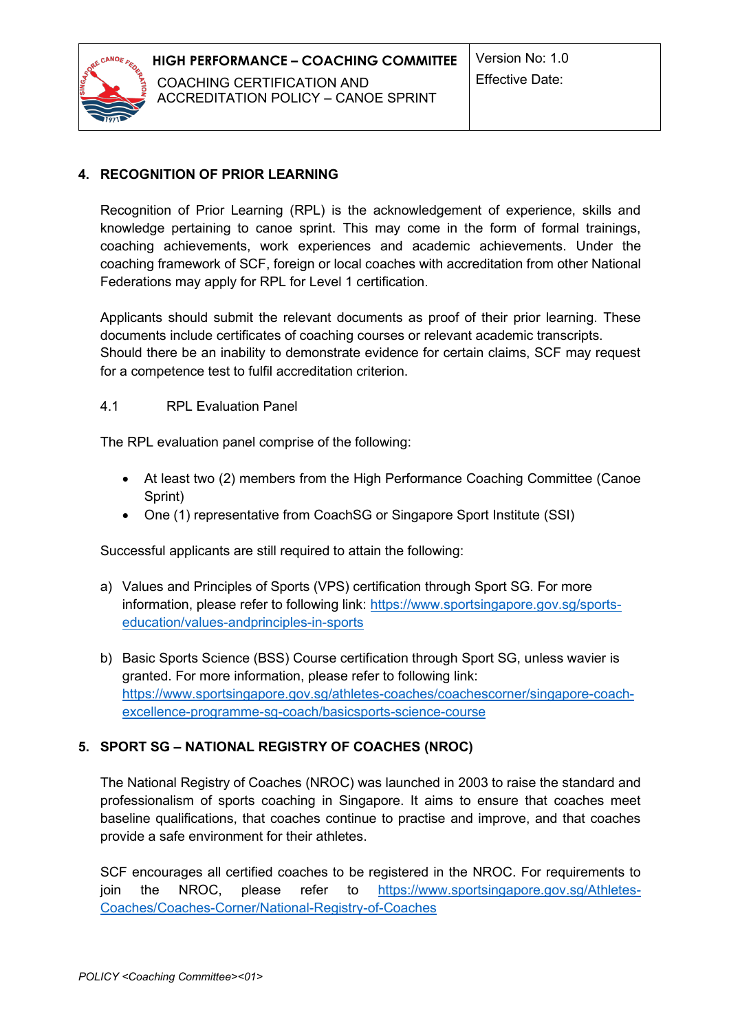## 4. RECOGNITION OF PRIOR LEARNING

Recognition of Prior Learning (RPL) is the acknowledgement of experience, skills and knowledge pertaining to canoe sprint. This may come in the form of formal trainings, coaching achievements, work experiences and academic achievements. Under the coaching framework of SCF, foreign or local coaches with accreditation from other National Federations may apply for RPL for Level 1 certification.

Applicants should submit the relevant documents as proof of their prior learning. These documents include certificates of coaching courses or relevant academic transcripts. Should there be an inability to demonstrate evidence for certain claims, SCF may request for a competence test to fulfil accreditation criterion.

4.1 RPL Evaluation Panel

The RPL evaluation panel comprise of the following:

- At least two (2) members from the High Performance Coaching Committee (Canoe Sprint)
- One (1) representative from CoachSG or Singapore Sport Institute (SSI)

Successful applicants are still required to attain the following:

a) Values and Principles of Sports (VPS) certification through Sport SG. For more information, please refer to following link: https://www.sportsingapore.gov.sg/sports-education/values-andprinciples-in-sports

b) Basic Sports Science (BSS) Course certification through Sport SG, unless wavier is granted. For more information, please refer to following link: https://www.sportsingapore.gov.sg/athletes-coaches/coachescorner/singapore-coach-excellence-programme-sg-coach/basicsports-science-course

## 5. SPORT SG – NATIONAL REGISTRY OF COACHES (NROC)

The National Registry of Coaches (NROC) was launched in 2003 to raise the standard and professionalism of sports coaching in Singapore. It aims to ensure that coaches meet baseline qualifications, that coaches continue to practise and improve, and that coaches provide a safe environment for their athletes.

SCF encourages all certified coaches to be registered in the NROC. For requirements to join the NROC, please refer to https://www.sportsingapore.gov.sg/Athletes-Coaches/Coaches-Corner/National-Registry-of-Coaches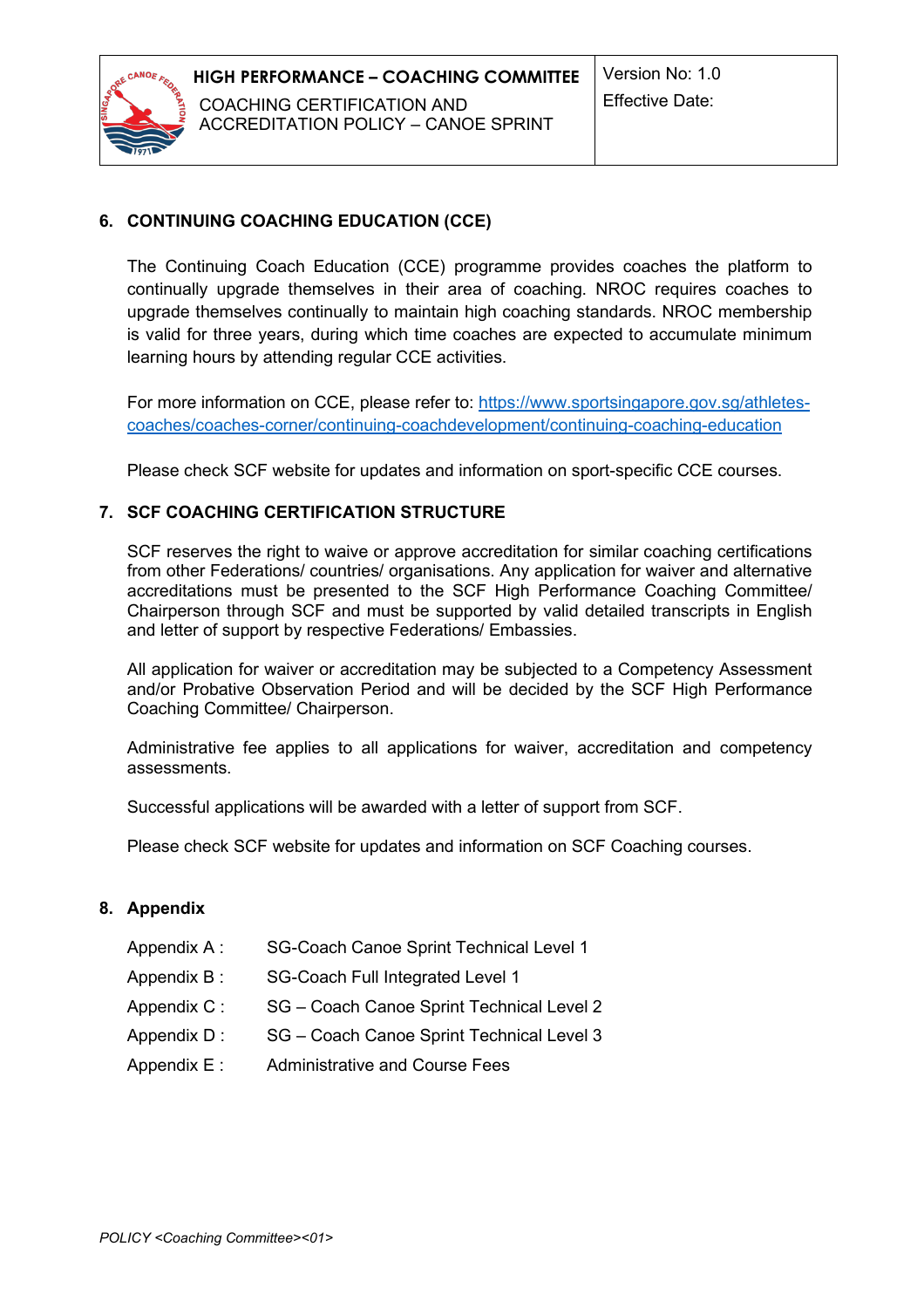## 6. CONTINUING COACHING EDUCATION (CCE)

The Continuing Coach Education (CCE) programme provides coaches the platform to continually upgrade themselves in their area of coaching. NROC requires coaches to upgrade themselves continually to maintain high coaching standards. NROC membership is valid for three years, during which time coaches are expected to accumulate minimum learning hours by attending regular CCE activities.

For more information on CCE, please refer to: [https://www.sportsingapore.gov.sg/athletes-coaches/coaches-corner/continuing-coachdevelopment/continuing-coaching-education](https://www.sportsingapore.gov.sg/athletes-coaches/coaches-corner/continuing-coachdevelopment/continuing-coaching-education)

Please check SCF website for updates and information on sport-specific CCE courses.

## 7. SCF COACHING CERTIFICATION STRUCTURE

SCF reserves the right to waive or approve accreditation for similar coaching certifications from other Federations/ countries/ organisations. Any application for waiver and alternative accreditations must be presented to the SCF High Performance Coaching Committee/ Chairperson through SCF and must be supported by valid detailed transcripts in English and letter of support by respective Federations/ Embassies.

All application for waiver or accreditation may be subjected to a Competency Assessment and/or Probative Observation Period and will be decided by the SCF High Performance Coaching Committee/ Chairperson.

Administrative fee applies to all applications for waiver, accreditation and competency assessments.

Successful applications will be awarded with a letter of support from SCF.

Please check SCF website for updates and information on SCF Coaching courses.

## 8. Appendix

| | |
|---|---|
| Appendix A : | SG-Coach Canoe Sprint Technical Level 1 |
| Appendix B : | SG-Coach Full Integrated Level 1 |
| Appendix C : | SG – Coach Canoe Sprint Technical Level 2 |
| Appendix D : | SG – Coach Canoe Sprint Technical Level 3 |
| Appendix E : | Administrative and Course Fees |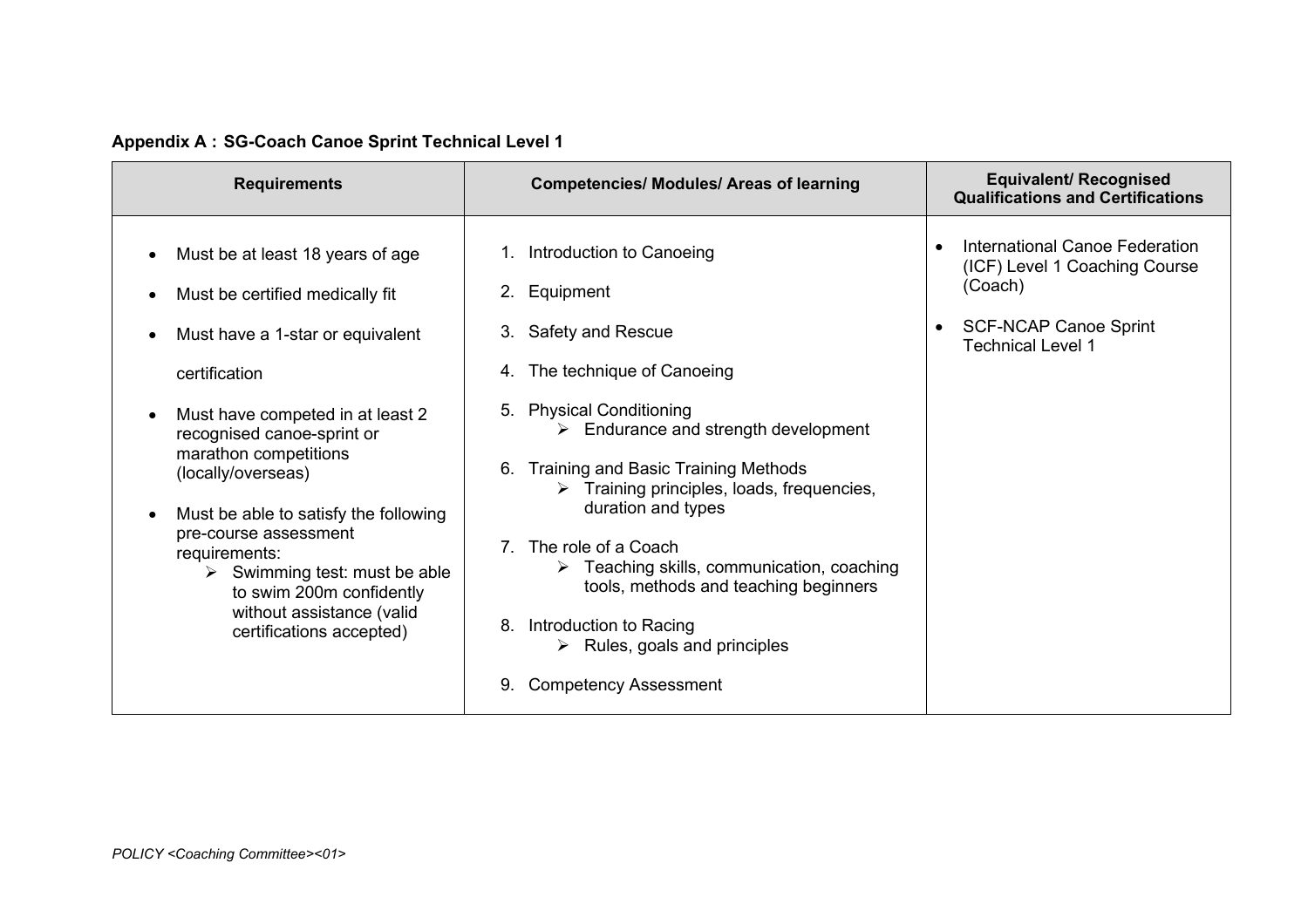**Appendix A : SG-Coach Canoe Sprint Technical Level 1**

| Requirements | Competencies/ Modules/ Areas of learning | Equivalent/ Recognised Qualifications and Certifications |
|---|---|---|
| • Must be at least 18 years of age<br>• Must be certified medically fit<br>• Must have a 1-star or equivalent certification<br>• Must have competed in at least 2 recognised canoe-sprint or marathon competitions (locally/overseas)<br>• Must be able to satisfy the following pre-course assessment requirements:<br>&nbsp;&nbsp;➢ Swimming test: must be able to swim 200m confidently without assistance (valid certifications accepted) | 1. Introduction to Canoeing<br>2. Equipment<br>3. Safety and Rescue<br>4. The technique of Canoeing<br>5. Physical Conditioning<br>&nbsp;&nbsp;➢ Endurance and strength development<br>6. Training and Basic Training Methods<br>&nbsp;&nbsp;➢ Training principles, loads, frequencies, duration and types<br>7. The role of a Coach<br>&nbsp;&nbsp;➢ Teaching skills, communication, coaching tools, methods and teaching beginners<br>8. Introduction to Racing<br>&nbsp;&nbsp;➢ Rules, goals and principles<br>9. Competency Assessment | • International Canoe Federation (ICF) Level 1 Coaching Course (Coach)<br>• SCF-NCAP Canoe Sprint Technical Level 1 |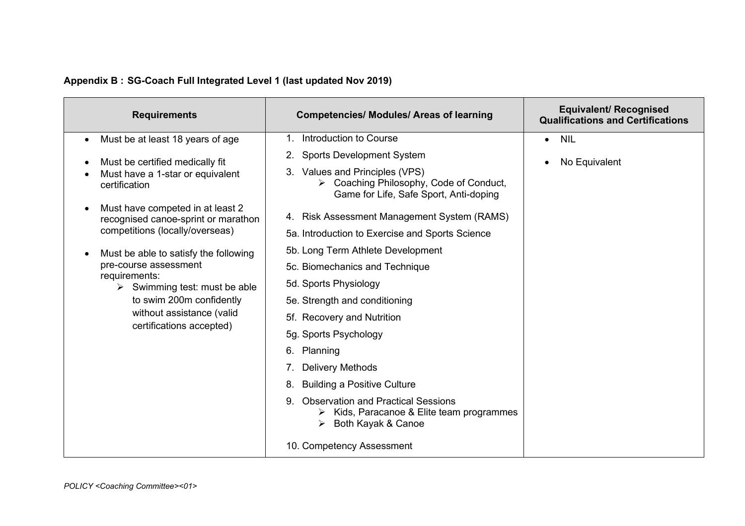**Appendix B : SG-Coach Full Integrated Level 1 (last updated Nov 2019)**

| Requirements | Competencies/ Modules/ Areas of learning | Equivalent/ Recognised Qualifications and Certifications |
|---|---|---|
| • Must be at least 18 years of age<br><br>• Must be certified medically fit<br>• Must have a 1-star or equivalent certification<br><br>• Must have competed in at least 2 recognised canoe-sprint or marathon competitions (locally/overseas)<br><br>• Must be able to satisfy the following pre-course assessment requirements:<br>➢ Swimming test: must be able to swim 200m confidently without assistance (valid certifications accepted) | 1. Introduction to Course<br>2. Sports Development System<br>3. Values and Principles (VPS)<br>➢ Coaching Philosophy, Code of Conduct, Game for Life, Safe Sport, Anti-doping<br>4. Risk Assessment Management System (RAMS)<br>5a. Introduction to Exercise and Sports Science<br>5b. Long Term Athlete Development<br>5c. Biomechanics and Technique<br>5d. Sports Physiology<br>5e. Strength and conditioning<br>5f. Recovery and Nutrition<br>5g. Sports Psychology<br>6. Planning<br>7. Delivery Methods<br>8. Building a Positive Culture<br>9. Observation and Practical Sessions<br>➢ Kids, Paracanoe & Elite team programmes<br>➢ Both Kayak & Canoe<br>10. Competency Assessment | • NIL<br><br>• No Equivalent |

*POLICY <Coaching Committee><01>*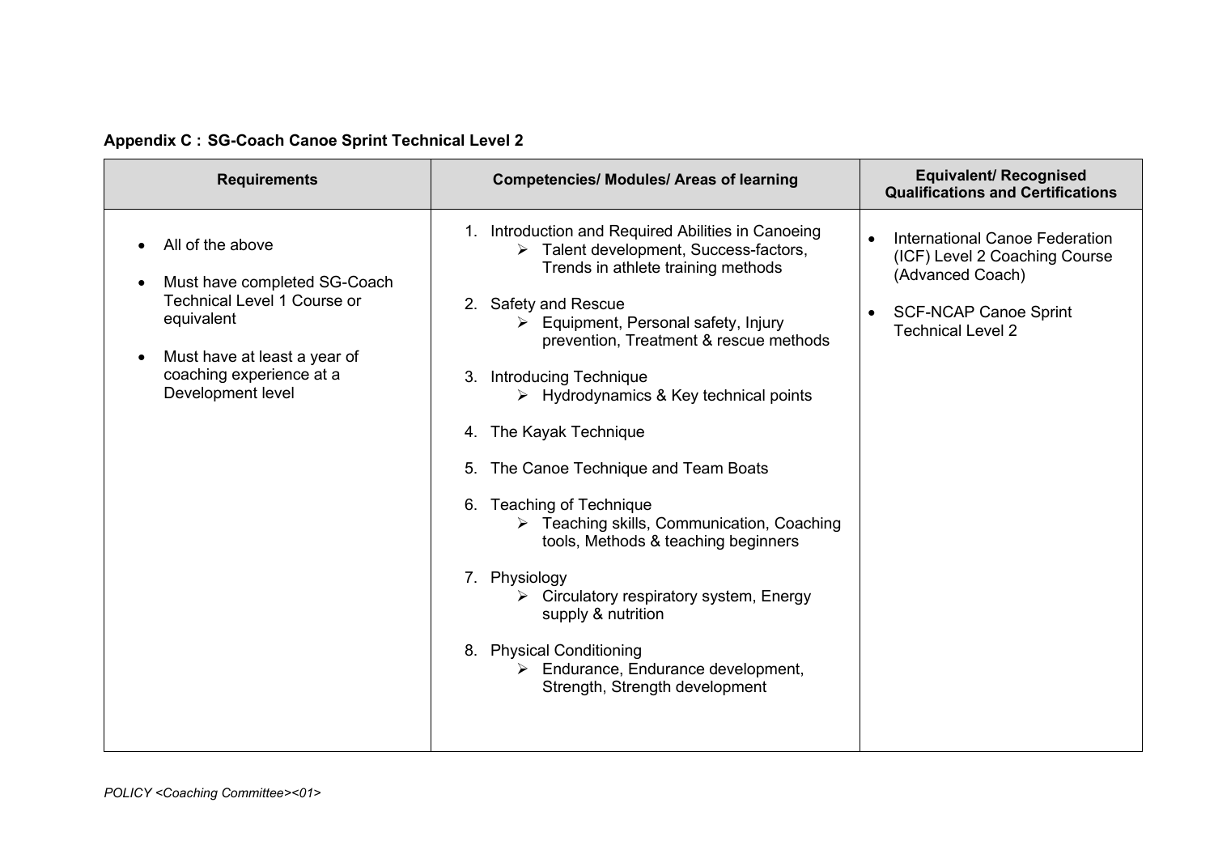**Appendix C : SG-Coach Canoe Sprint Technical Level 2**

| Requirements | Competencies/ Modules/ Areas of learning | Equivalent/ Recognised Qualifications and Certifications |
|---|---|---|
| • All of the above<br>• Must have completed SG-Coach Technical Level 1 Course or equivalent<br>• Must have at least a year of coaching experience at a Development level | 1. Introduction and Required Abilities in Canoeing<br>➢ Talent development, Success-factors, Trends in athlete training methods<br>2. Safety and Rescue<br>➢ Equipment, Personal safety, Injury prevention, Treatment & rescue methods<br>3. Introducing Technique<br>➢ Hydrodynamics & Key technical points<br>4. The Kayak Technique<br>5. The Canoe Technique and Team Boats<br>6. Teaching of Technique<br>➢ Teaching skills, Communication, Coaching tools, Methods & teaching beginners<br>7. Physiology<br>➢ Circulatory respiratory system, Energy supply & nutrition<br>8. Physical Conditioning<br>➢ Endurance, Endurance development, Strength, Strength development | • International Canoe Federation (ICF) Level 2 Coaching Course (Advanced Coach)<br>• SCF-NCAP Canoe Sprint Technical Level 2 |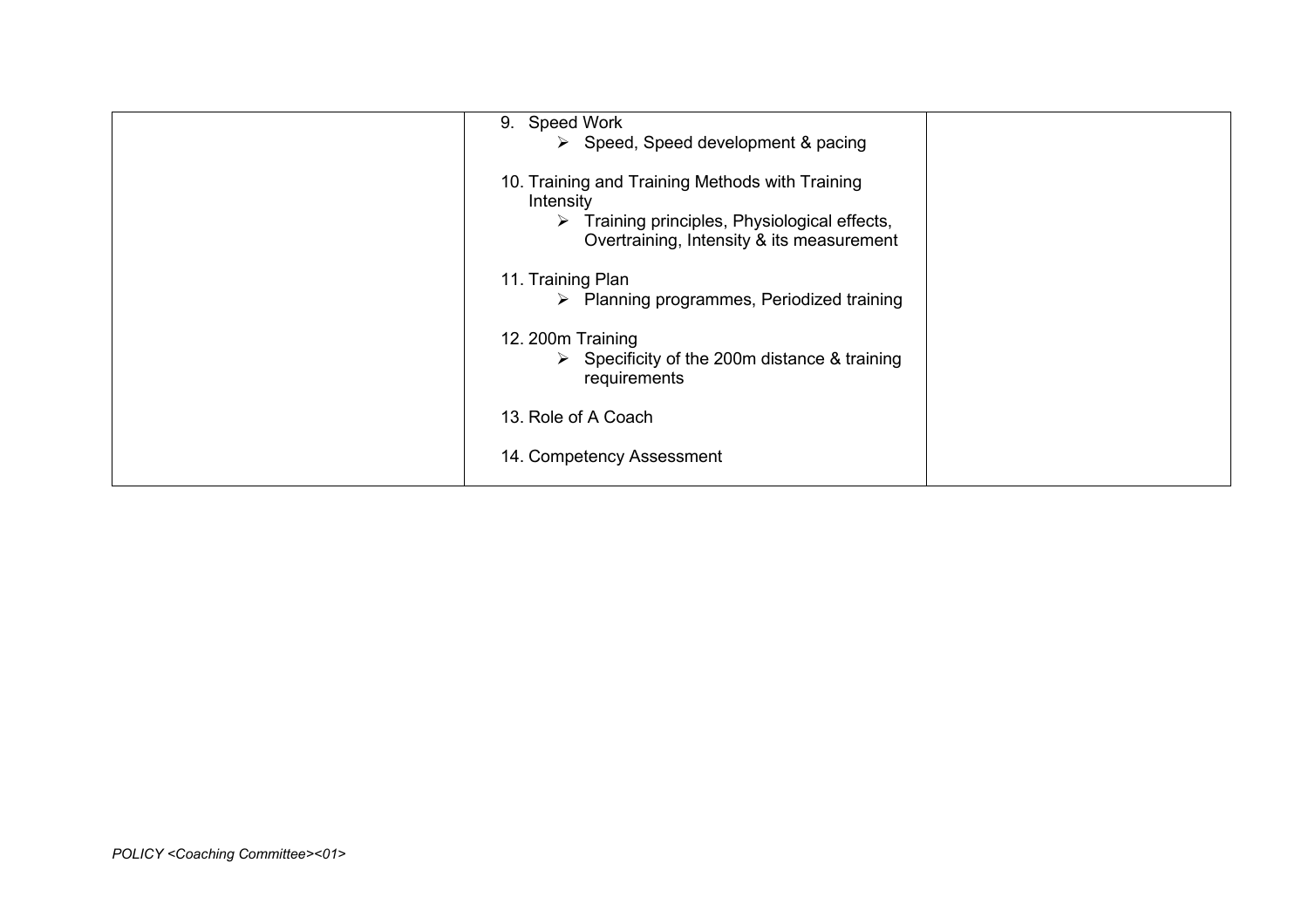|  | 9. Speed Work<br>➢ Speed, Speed development & pacing<br><br>10. Training and Training Methods with Training Intensity<br>➢ Training principles, Physiological effects, Overtraining, Intensity & its measurement<br><br>11. Training Plan<br>➢ Planning programmes, Periodized training<br><br>12. 200m Training<br>➢ Specificity of the 200m distance & training requirements<br><br>13. Role of A Coach<br><br>14. Competency Assessment |  |
| --- | --- | --- |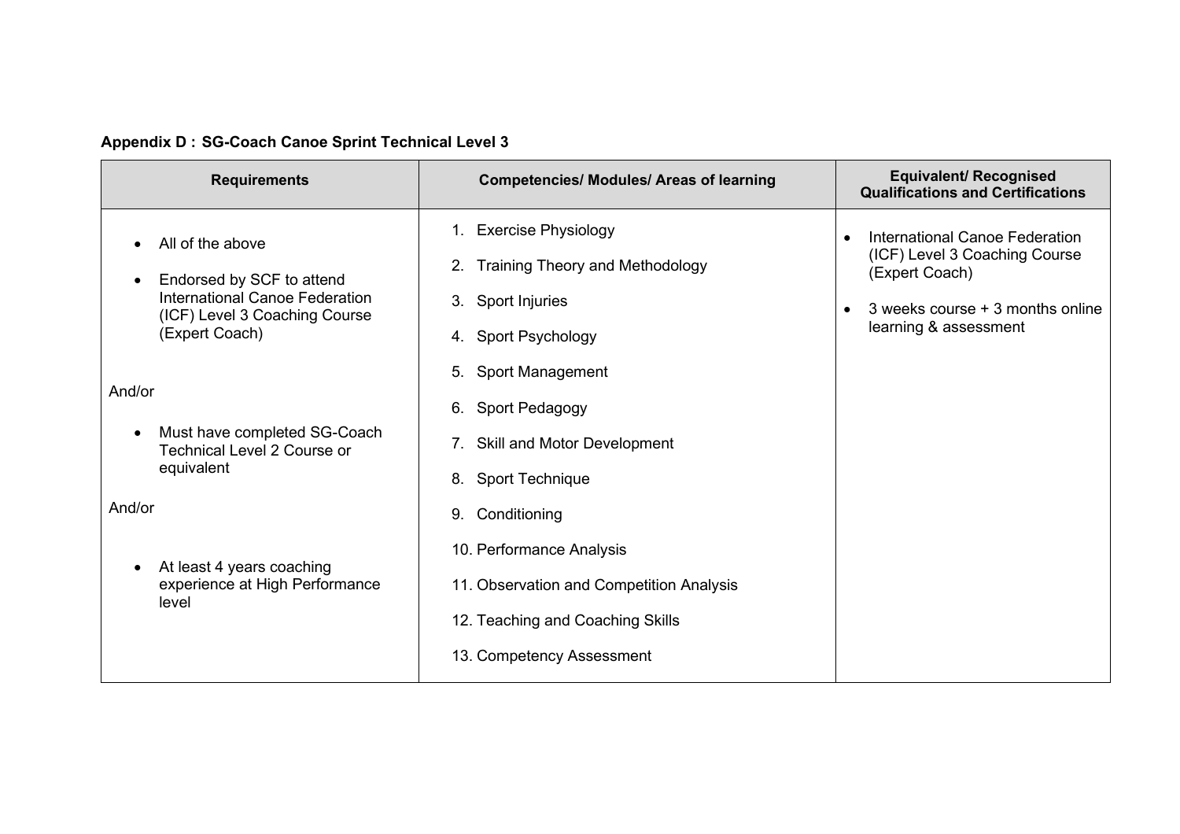**Appendix D : SG-Coach Canoe Sprint Technical Level 3**

| Requirements | Competencies/ Modules/ Areas of learning | Equivalent/ Recognised Qualifications and Certifications |
|---|---|---|
| • All of the above<br>• Endorsed by SCF to attend International Canoe Federation (ICF) Level 3 Coaching Course (Expert Coach)<br><br>And/or<br><br>• Must have completed SG-Coach Technical Level 2 Course or equivalent<br><br>And/or<br><br>• At least 4 years coaching experience at High Performance level | 1. Exercise Physiology<br>2. Training Theory and Methodology<br>3. Sport Injuries<br>4. Sport Psychology<br>5. Sport Management<br>6. Sport Pedagogy<br>7. Skill and Motor Development<br>8. Sport Technique<br>9. Conditioning<br>10. Performance Analysis<br>11. Observation and Competition Analysis<br>12. Teaching and Coaching Skills<br>13. Competency Assessment | • International Canoe Federation (ICF) Level 3 Coaching Course (Expert Coach)<br>• 3 weeks course + 3 months online learning & assessment |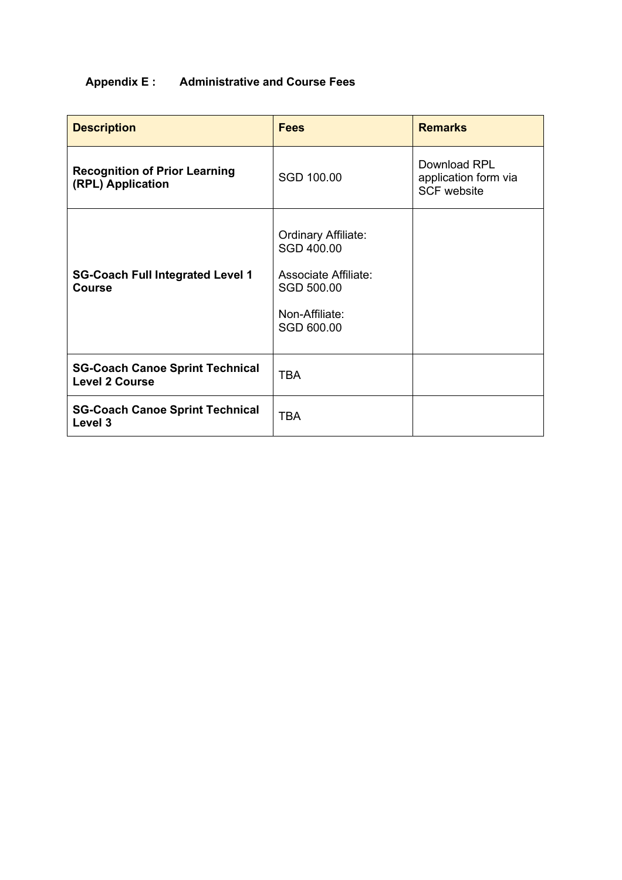## Appendix E : Administrative and Course Fees

| Description | Fees | Remarks |
|---|---|---|
| **Recognition of Prior Learning (RPL) Application** | SGD 100.00 | Download RPL application form via SCF website |
| **SG-Coach Full Integrated Level 1 Course** | Ordinary Affiliate: SGD 400.00<br><br>Associate Affiliate: SGD 500.00<br><br>Non-Affiliate: SGD 600.00 | |
| **SG-Coach Canoe Sprint Technical Level 2 Course** | TBA | |
| **SG-Coach Canoe Sprint Technical Level 3** | TBA | |